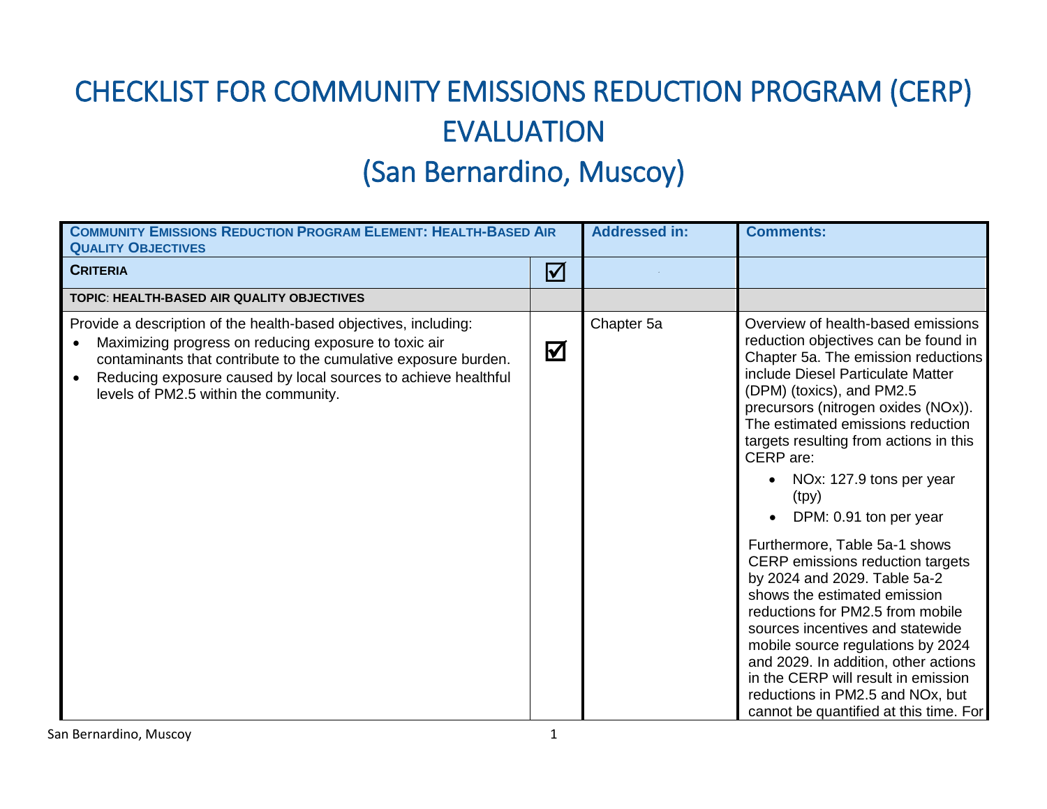# CHECKLIST FOR COMMUNITY EMISSIONS REDUCTION PROGRAM (CERP) EVALUATION

# (San Bernardino, Muscoy)

| COMMUNITY EMISSIONS REDUCTION PROGRAM ELEMENT: HEALTH-BASED AIR QUALITY OBJECTIVES | | Addressed in: | Comments: |
|---|---|---|---|
| **CRITERIA** | ☑ | | |
| **TOPIC: HEALTH-BASED AIR QUALITY OBJECTIVES** | | | |
| Provide a description of the health-based objectives, including:<br>• Maximizing progress on reducing exposure to toxic air contaminants that contribute to the cumulative exposure burden.<br>• Reducing exposure caused by local sources to achieve healthful levels of PM2.5 within the community. | ☑ | Chapter 5a | Overview of health-based emissions reduction objectives can be found in Chapter 5a. The emission reductions include Diesel Particulate Matter (DPM) (toxics), and PM2.5 precursors (nitrogen oxides (NOx)). The estimated emissions reduction targets resulting from actions in this CERP are:<br>• NOx: 127.9 tons per year (tpy)<br>• DPM: 0.91 ton per year<br><br>Furthermore, Table 5a-1 shows CERP emissions reduction targets by 2024 and 2029. Table 5a-2 shows the estimated emission reductions for PM2.5 from mobile sources incentives and statewide mobile source regulations by 2024 and 2029. In addition, other actions in the CERP will result in emission reductions in PM2.5 and NOx, but cannot be quantified at this time. For |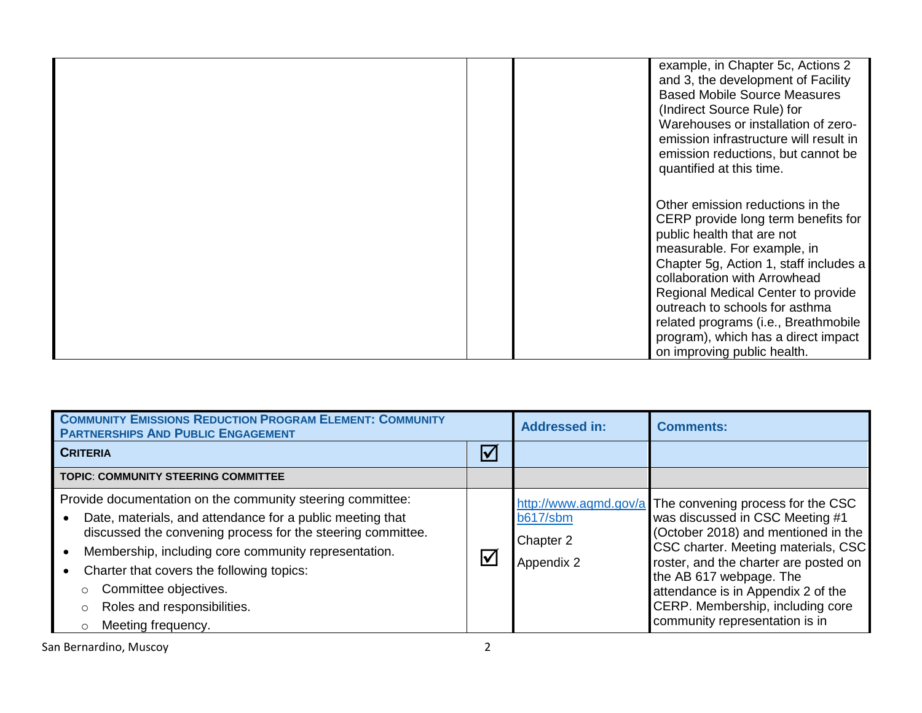| | | | |
|---|---|---|---|
| | | | example, in Chapter 5c, Actions 2 and 3, the development of Facility Based Mobile Source Measures (Indirect Source Rule) for Warehouses or installation of zero-emission infrastructure will result in emission reductions, but cannot be quantified at this time.<br><br>Other emission reductions in the CERP provide long term benefits for public health that are not measurable. For example, in Chapter 5g, Action 1, staff includes a collaboration with Arrowhead Regional Medical Center to provide outreach to schools for asthma related programs (i.e., Breathmobile program), which has a direct impact on improving public health. |

| **COMMUNITY EMISSIONS REDUCTION PROGRAM ELEMENT: COMMUNITY PARTNERSHIPS AND PUBLIC ENGAGEMENT** | | **Addressed in:** | **Comments:** |
|---|---|---|---|
| **CRITERIA** | ☑ | | |
| **TOPIC: COMMUNITY STEERING COMMITTEE** | | | |
| Provide documentation on the community steering committee:<br>• Date, materials, and attendance for a public meeting that discussed the convening process for the steering committee.<br>• Membership, including core community representation.<br>• Charter that covers the following topics:<br>○ Committee objectives.<br>○ Roles and responsibilities.<br>○ Meeting frequency. | ☑ | http://www.aqmd.gov/ab617/sbm<br><br>Chapter 2<br><br>Appendix 2 | The convening process for the CSC was discussed in CSC Meeting #1 (October 2018) and mentioned in the CSC charter. Meeting materials, CSC roster, and the charter are posted on the AB 617 webpage. The attendance is in Appendix 2 of the CERP. Membership, including core community representation is in |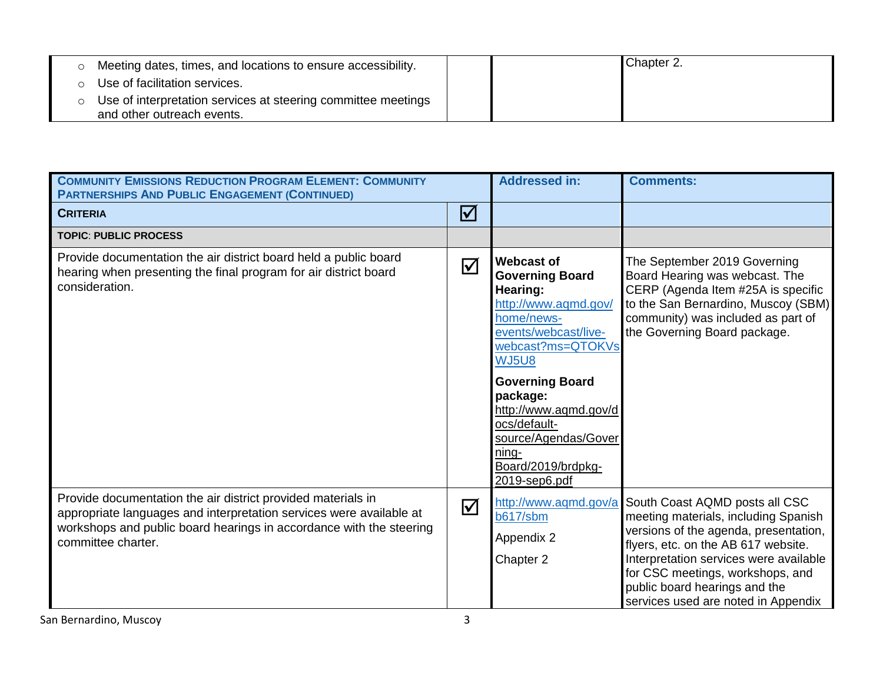| | | | |
|---|---|---|---|
| <ul><li>Meeting dates, times, and locations to ensure accessibility.</li><li>Use of facilitation services.</li><li>Use of interpretation services at steering committee meetings and other outreach events.</li></ul> | | | Chapter 2. |

| **COMMUNITY EMISSIONS REDUCTION PROGRAM ELEMENT: COMMUNITY PARTNERSHIPS AND PUBLIC ENGAGEMENT (CONTINUED)** | | **Addressed in:** | **Comments:** |
|---|---|---|---|
| **CRITERIA** | ☑ | | |
| **TOPIC: PUBLIC PROCESS** | | | |
| Provide documentation the air district board held a public board hearing when presenting the final program for air district board consideration. | ☑ | **Webcast of Governing Board Hearing:** http://www.aqmd.gov/home/news-events/webcast/live-webcast?ms=QTOKVsWJ5U8 **Governing Board package:** http://www.aqmd.gov/docs/default-source/Agendas/Governing-Board/2019/brdpkg-2019-sep6.pdf | The September 2019 Governing Board Hearing was webcast. The CERP (Agenda Item #25A is specific to the San Bernardino, Muscoy (SBM) community) was included as part of the Governing Board package. |
| Provide documentation the air district provided materials in appropriate languages and interpretation services were available at workshops and public board hearings in accordance with the steering committee charter. | ☑ | http://www.aqmd.gov/ab617/sbm Appendix 2 Chapter 2 | South Coast AQMD posts all CSC meeting materials, including Spanish versions of the agenda, presentation, flyers, etc. on the AB 617 website. Interpretation services were available for CSC meetings, workshops, and public board hearings and the services used are noted in Appendix |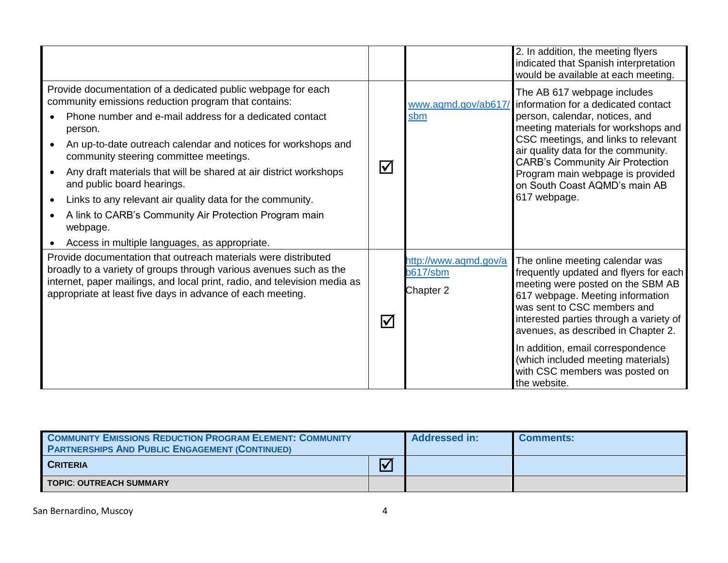| | | | |
|---|---|---|---|
| | | | 2. In addition, the meeting flyers indicated that Spanish interpretation would be available at each meeting. |
| Provide documentation of a dedicated public webpage for each community emissions reduction program that contains:<br>• Phone number and e-mail address for a dedicated contact person.<br>• An up-to-date outreach calendar and notices for workshops and community steering committee meetings.<br>• Any draft materials that will be shared at air district workshops and public board hearings.<br>• Links to any relevant air quality data for the community.<br>• A link to CARB's Community Air Protection Program main webpage.<br>• Access in multiple languages, as appropriate. | ☑ | www.aqmd.gov/ab617/sbm | The AB 617 webpage includes information for a dedicated contact person, calendar, notices, and meeting materials for workshops and CSC meetings, and links to relevant air quality data for the community. CARB's Community Air Protection Program main webpage is provided on South Coast AQMD's main AB 617 webpage. |
| Provide documentation that outreach materials were distributed broadly to a variety of groups through various avenues such as the internet, paper mailings, and local print, radio, and television media as appropriate at least five days in advance of each meeting. | ☑ | http://www.aqmd.gov/ab617/sbm<br><br>Chapter 2 | The online meeting calendar was frequently updated and flyers for each meeting were posted on the SBM AB 617 webpage. Meeting information was sent to CSC members and interested parties through a variety of avenues, as described in Chapter 2.<br><br>In addition, email correspondence (which included meeting materials) with CSC members was posted on the website. |

| **Community Emissions Reduction Program Element: Community Partnerships And Public Engagement (Continued)** | | **Addressed in:** | **Comments:** |
|---|---|---|---|
| **Criteria** | ☑ | | |
| **Topic: Outreach Summary** | | | |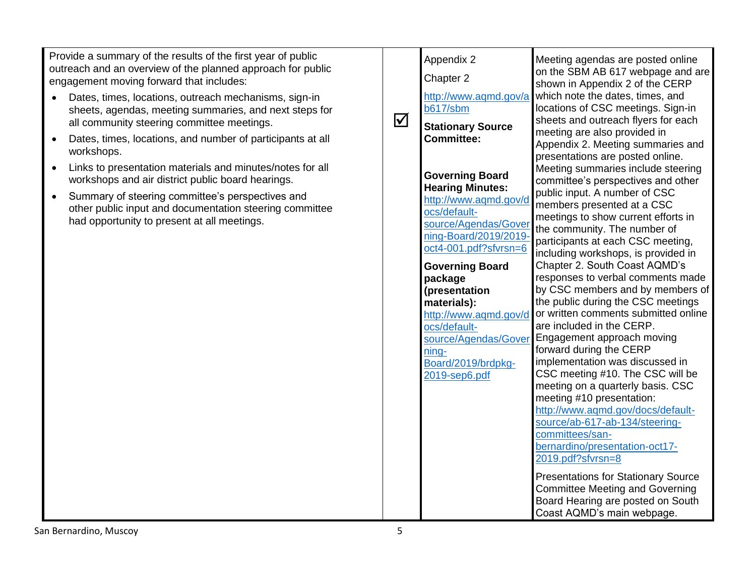| | | | |
|---|---|---|---|
| Provide a summary of the results of the first year of public outreach and an overview of the planned approach for public engagement moving forward that includes:<br>• Dates, times, locations, outreach mechanisms, sign-in sheets, agendas, meeting summaries, and next steps for all community steering committee meetings.<br>• Dates, times, locations, and number of participants at all workshops.<br>• Links to presentation materials and minutes/notes for all workshops and air district public board hearings.<br>• Summary of steering committee's perspectives and other public input and documentation steering committee had opportunity to present at all meetings. | ☑ | Appendix 2<br>Chapter 2<br>http://www.aqmd.gov/ab617/sbm<br>**Stationary Source Committee:**<br><br>**Governing Board Hearing Minutes:** http://www.aqmd.gov/docs/default-source/Agendas/Governing-Board/2019/2019-oct4-001.pdf?sfvrsn=6<br>**Governing Board package (presentation materials):** http://www.aqmd.gov/docs/default-source/Agendas/Governing-Board/2019/brdpkg-2019-sep6.pdf | Meeting agendas are posted online on the SBM AB 617 webpage and are shown in Appendix 2 of the CERP which note the dates, times, and locations of CSC meetings. Sign-in sheets and outreach flyers for each meeting are also provided in Appendix 2. Meeting summaries and presentations are posted online. Meeting summaries include steering committee's perspectives and other public input. A number of CSC members presented at a CSC meetings to show current efforts in the community. The number of participants at each CSC meeting, including workshops, is provided in Chapter 2. South Coast AQMD's responses to verbal comments made by CSC members and by members of the public during the CSC meetings or written comments submitted online are included in the CERP. Engagement approach moving forward during the CERP implementation was discussed in CSC meeting #10. The CSC will be meeting on a quarterly basis. CSC meeting #10 presentation: http://www.aqmd.gov/docs/default-source/ab-617-ab-134/steering-committees/san-bernardino/presentation-oct17-2019.pdf?sfvrsn=8<br><br>Presentations for Stationary Source Committee Meeting and Governing Board Hearing are posted on South Coast AQMD's main webpage. |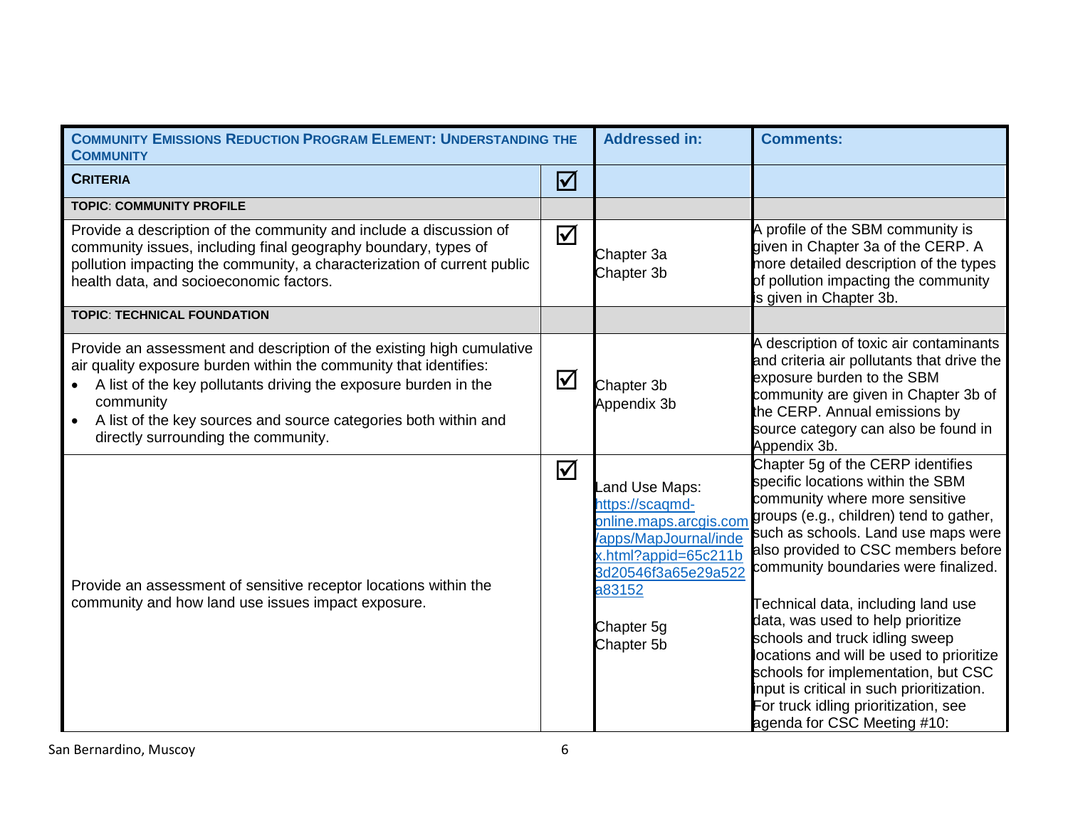| **COMMUNITY EMISSIONS REDUCTION PROGRAM ELEMENT: UNDERSTANDING THE COMMUNITY** | | **Addressed in:** | **Comments:** |
|---|---|---|---|
| **CRITERIA** | ☑ | | |
| **TOPIC: COMMUNITY PROFILE** | | | |
| Provide a description of the community and include a discussion of community issues, including final geography boundary, types of pollution impacting the community, a characterization of current public health data, and socioeconomic factors. | ☑ | Chapter 3a<br>Chapter 3b | A profile of the SBM community is given in Chapter 3a of the CERP. A more detailed description of the types of pollution impacting the community is given in Chapter 3b. |
| **TOPIC: TECHNICAL FOUNDATION** | | | |
| Provide an assessment and description of the existing high cumulative air quality exposure burden within the community that identifies:<br>• A list of the key pollutants driving the exposure burden in the community<br>• A list of the key sources and source categories both within and directly surrounding the community. | ☑ | Chapter 3b<br>Appendix 3b | A description of toxic air contaminants and criteria air pollutants that drive the exposure burden to the SBM community are given in Chapter 3b of the CERP. Annual emissions by source category can also be found in Appendix 3b. |
| Provide an assessment of sensitive receptor locations within the community and how land use issues impact exposure. | ☑ | Land Use Maps: https://scaqmd-online.maps.arcgis.com/apps/MapJournal/index.html?appid=65c211b3d20546f3a65e29a522a83152<br><br>Chapter 5g<br>Chapter 5b | Chapter 5g of the CERP identifies specific locations within the SBM community where more sensitive groups (e.g., children) tend to gather, such as schools. Land use maps were also provided to CSC members before community boundaries were finalized.<br><br>Technical data, including land use data, was used to help prioritize schools and truck idling sweep locations and will be used to prioritize schools for implementation, but CSC input is critical in such prioritization. For truck idling prioritization, see agenda for CSC Meeting #10: |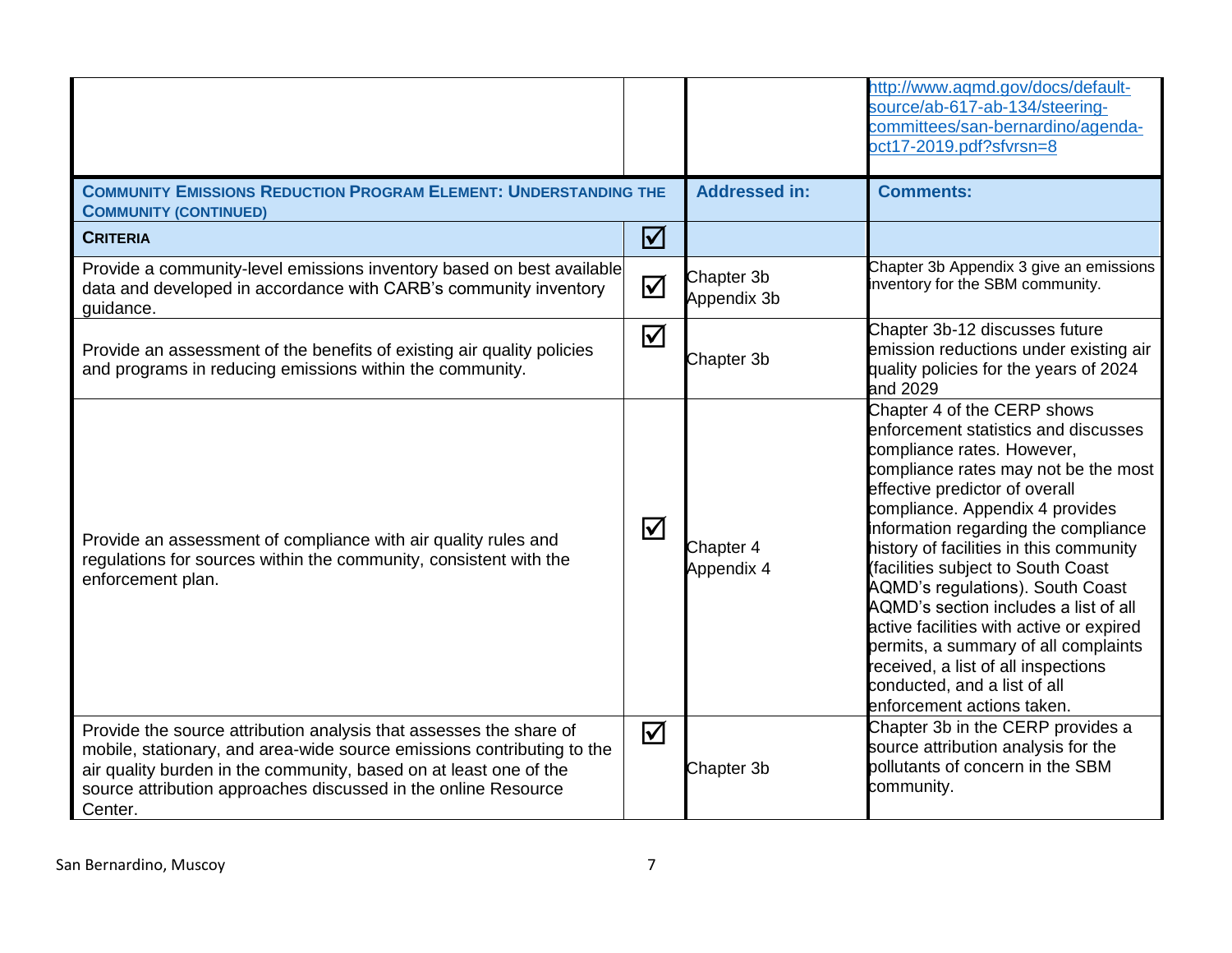| | | | |
|---|---|---|---|
| | | | http://www.aqmd.gov/docs/default-source/ab-617-ab-134/steering-committees/san-bernardino/agenda-oct17-2019.pdf?sfvrsn=8 |
| **COMMUNITY EMISSIONS REDUCTION PROGRAM ELEMENT: UNDERSTANDING THE COMMUNITY (CONTINUED)** | | **Addressed in:** | **Comments:** |
| **CRITERIA** | ☑ | | |
| Provide a community-level emissions inventory based on best available data and developed in accordance with CARB's community inventory guidance. | ☑ | Chapter 3b Appendix 3b | Chapter 3b Appendix 3 give an emissions inventory for the SBM community. |
| Provide an assessment of the benefits of existing air quality policies and programs in reducing emissions within the community. | ☑ | Chapter 3b | Chapter 3b-12 discusses future emission reductions under existing air quality policies for the years of 2024 and 2029 |
| Provide an assessment of compliance with air quality rules and regulations for sources within the community, consistent with the enforcement plan. | ☑ | Chapter 4 Appendix 4 | Chapter 4 of the CERP shows enforcement statistics and discusses compliance rates. However, compliance rates may not be the most effective predictor of overall compliance. Appendix 4 provides information regarding the compliance history of facilities in this community (facilities subject to South Coast AQMD's regulations). South Coast AQMD's section includes a list of all active facilities with active or expired permits, a summary of all complaints received, a list of all inspections conducted, and a list of all enforcement actions taken. |
| Provide the source attribution analysis that assesses the share of mobile, stationary, and area-wide source emissions contributing to the air quality burden in the community, based on at least one of the source attribution approaches discussed in the online Resource Center. | ☑ | Chapter 3b | Chapter 3b in the CERP provides a source attribution analysis for the pollutants of concern in the SBM community. |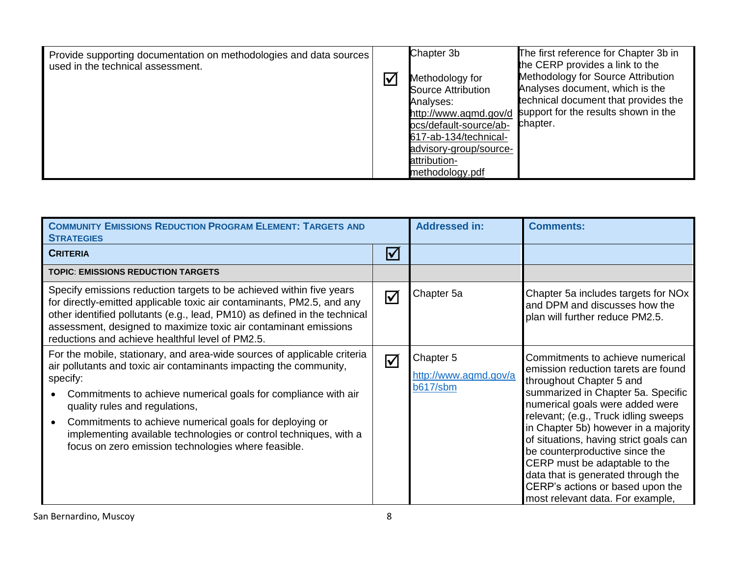| Provide supporting documentation on methodologies and data sources used in the technical assessment. | ☑ | Chapter 3b<br><br>Methodology for Source Attribution Analyses: http://www.aqmd.gov/docs/default-source/ab-617-ab-134/technical-advisory-group/source-attribution-methodology.pdf | The first reference for Chapter 3b in the CERP provides a link to the Methodology for Source Attribution Analyses document, which is the technical document that provides the support for the results shown in the chapter. |
|---|---|---|---|

| **COMMUNITY EMISSIONS REDUCTION PROGRAM ELEMENT: TARGETS AND STRATEGIES** | | **Addressed in:** | **Comments:** |
|---|---|---|---|
| **CRITERIA** | ☑ | | |
| **TOPIC: EMISSIONS REDUCTION TARGETS** | | | |
| Specify emissions reduction targets to be achieved within five years for directly-emitted applicable toxic air contaminants, PM2.5, and any other identified pollutants (e.g., lead, PM10) as defined in the technical assessment, designed to maximize toxic air contaminant emissions reductions and achieve healthful level of PM2.5. | ☑ | Chapter 5a | Chapter 5a includes targets for NOx and DPM and discusses how the plan will further reduce PM2.5. |
| For the mobile, stationary, and area-wide sources of applicable criteria air pollutants and toxic air contaminants impacting the community, specify:<br>• Commitments to achieve numerical goals for compliance with air quality rules and regulations,<br>• Commitments to achieve numerical goals for deploying or implementing available technologies or control techniques, with a focus on zero emission technologies where feasible. | ☑ | Chapter 5<br>http://www.aqmd.gov/ab617/sbm | Commitments to achieve numerical emission reduction tarets are found throughout Chapter 5 and summarized in Chapter 5a. Specific numerical goals were added were relevant; (e.g., Truck idling sweeps in Chapter 5b) however in a majority of situations, having strict goals can be counterproductive since the CERP must be adaptable to the data that is generated through the CERP's actions or based upon the most relevant data. For example, |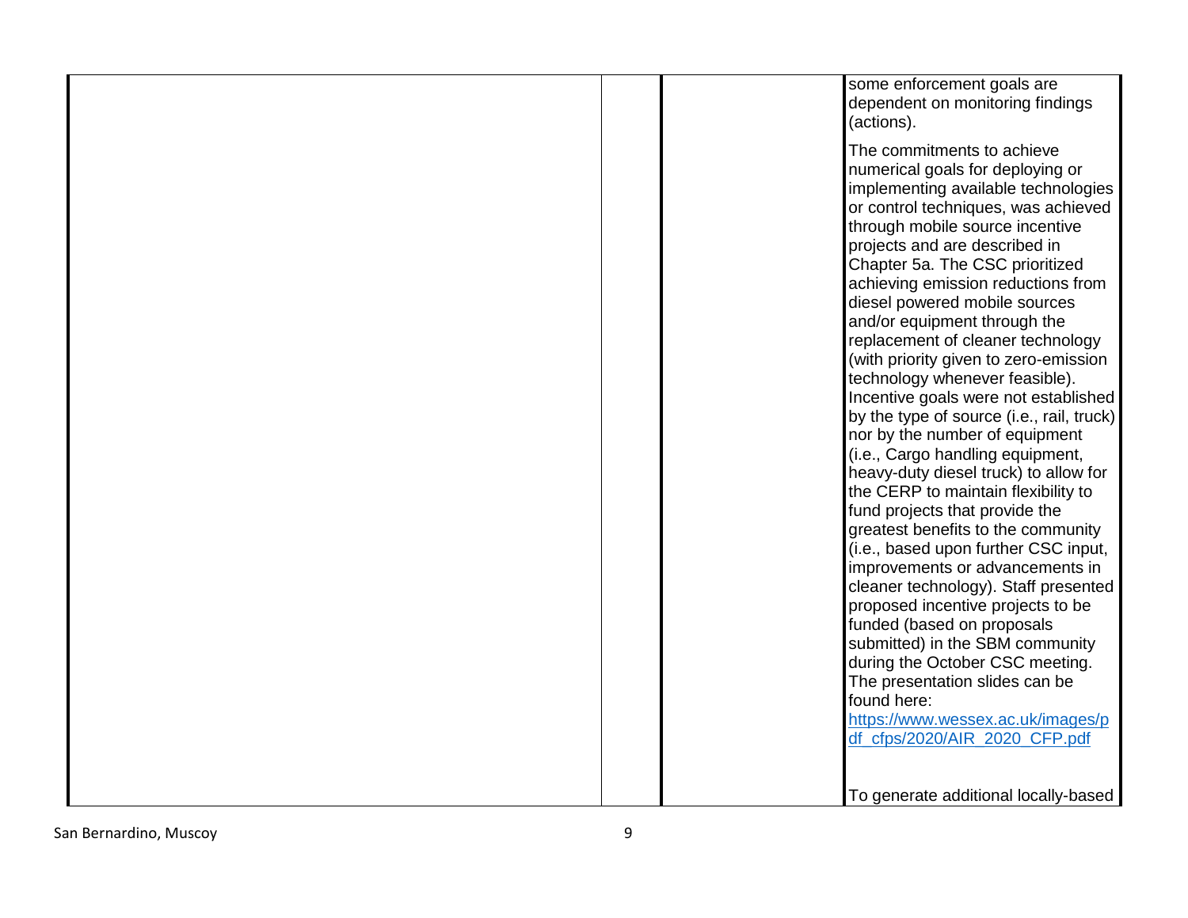| | | | |
|---|---|---|---|
| | | | some enforcement goals are dependent on monitoring findings (actions).<br><br>The commitments to achieve numerical goals for deploying or implementing available technologies or control techniques, was achieved through mobile source incentive projects and are described in Chapter 5a. The CSC prioritized achieving emission reductions from diesel powered mobile sources and/or equipment through the replacement of cleaner technology (with priority given to zero-emission technology whenever feasible). Incentive goals were not established by the type of source (i.e., rail, truck) nor by the number of equipment (i.e., Cargo handling equipment, heavy-duty diesel truck) to allow for the CERP to maintain flexibility to fund projects that provide the greatest benefits to the community (i.e., based upon further CSC input, improvements or advancements in cleaner technology). Staff presented proposed incentive projects to be funded (based on proposals submitted) in the SBM community during the October CSC meeting. The presentation slides can be found here: https://www.wessex.ac.uk/images/pdf_cfps/2020/AIR_2020_CFP.pdf<br><br>To generate additional locally-based |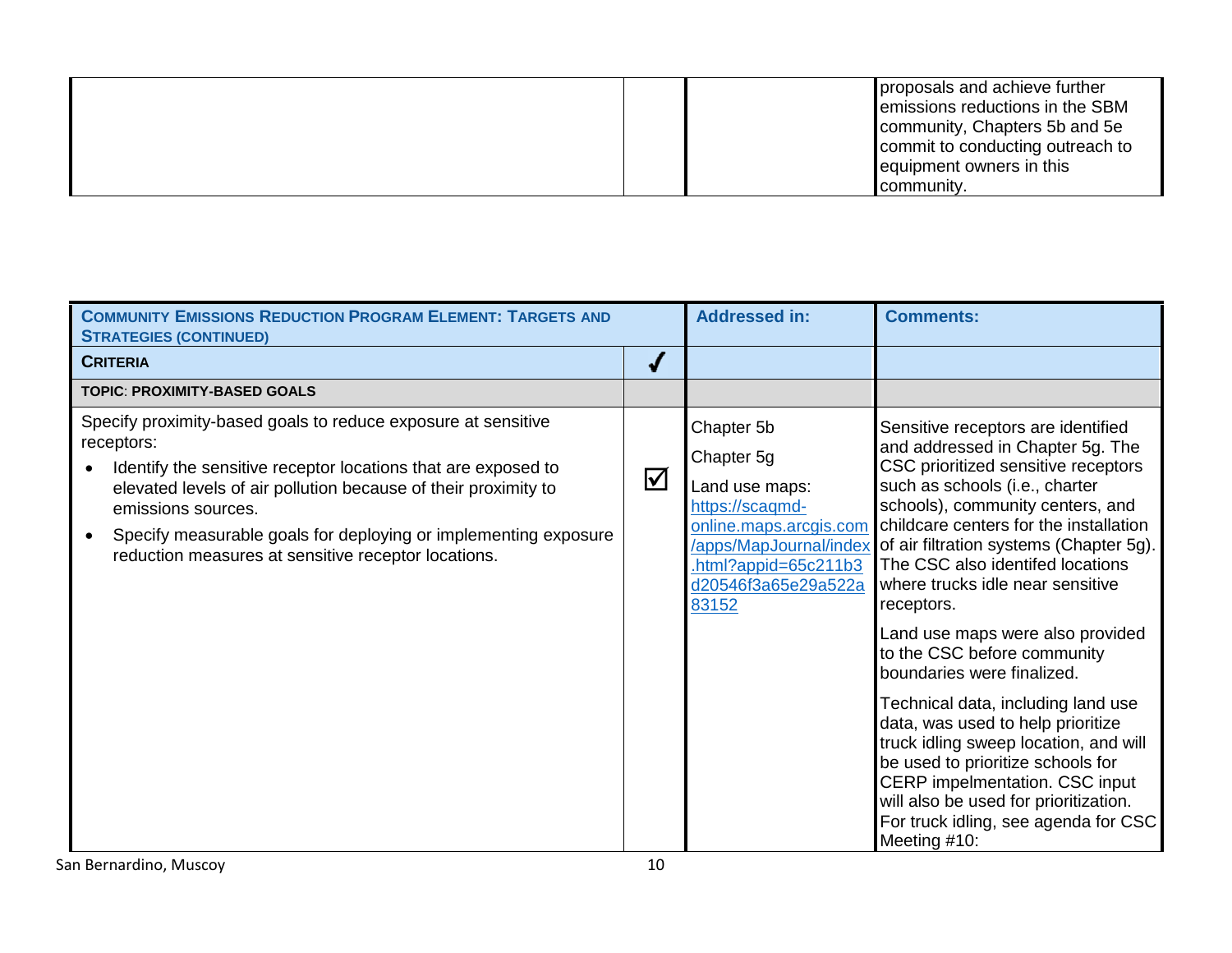| | | | |
|---|---|---|---|
| | | | proposals and achieve further emissions reductions in the SBM community, Chapters 5b and 5e commit to conducting outreach to equipment owners in this community. |

| **COMMUNITY EMISSIONS REDUCTION PROGRAM ELEMENT: TARGETS AND STRATEGIES (CONTINUED)** | | **Addressed in:** | **Comments:** |
|---|---|---|---|
| **CRITERIA** | ✓ | | |
| **TOPIC: PROXIMITY-BASED GOALS** | | | |
| Specify proximity-based goals to reduce exposure at sensitive receptors:<br>• Identify the sensitive receptor locations that are exposed to elevated levels of air pollution because of their proximity to emissions sources.<br>• Specify measurable goals for deploying or implementing exposure reduction measures at sensitive receptor locations. | ☑ | Chapter 5b<br>Chapter 5g<br>Land use maps: https://scaqmd-online.maps.arcgis.com/apps/MapJournal/index.html?appid=65c211b3d20546f3a65e29a522a83152 | Sensitive receptors are identified and addressed in Chapter 5g. The CSC prioritized sensitive receptors such as schools (i.e., charter schools), community centers, and childcare centers for the installation of air filtration systems (Chapter 5g). The CSC also identifed locations where trucks idle near sensitive receptors.<br><br>Land use maps were also provided to the CSC before community boundaries were finalized.<br><br>Technical data, including land use data, was used to help prioritize truck idling sweep location, and will be used to prioritize schools for CERP impelmentation. CSC input will also be used for prioritization. For truck idling, see agenda for CSC Meeting #10: |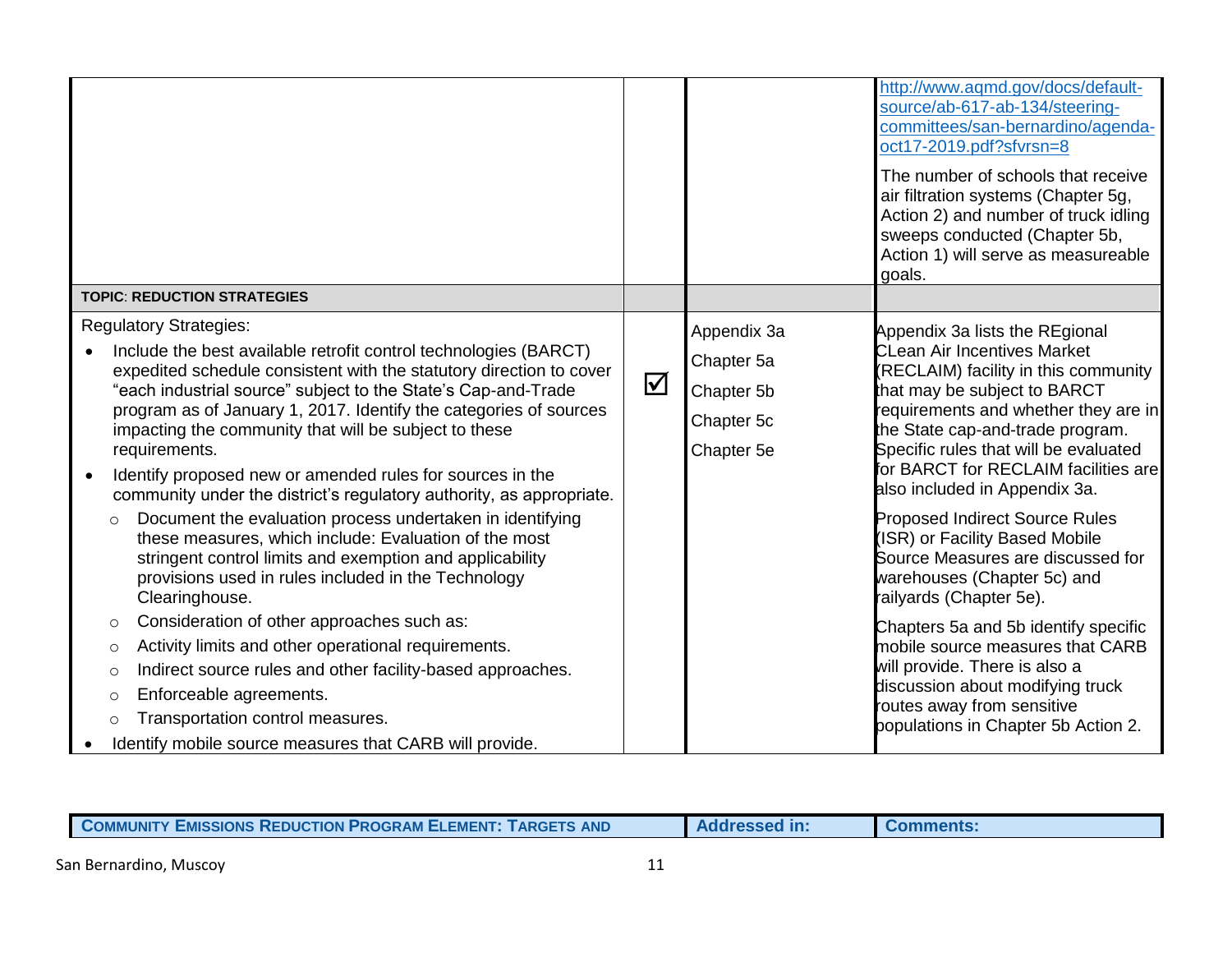| | | | |
|---|---|---|---|
| | | | http://www.aqmd.gov/docs/default-source/ab-617-ab-134/steering-committees/san-bernardino/agenda-oct17-2019.pdf?sfvrsn=8<br><br>The number of schools that receive air filtration systems (Chapter 5g, Action 2) and number of truck idling sweeps conducted (Chapter 5b, Action 1) will serve as measureable goals. |
| **TOPIC: REDUCTION STRATEGIES** | | | |
| Regulatory Strategies:<br>• Include the best available retrofit control technologies (BARCT) expedited schedule consistent with the statutory direction to cover "each industrial source" subject to the State's Cap-and-Trade program as of January 1, 2017. Identify the categories of sources impacting the community that will be subject to these requirements.<br>• Identify proposed new or amended rules for sources in the community under the district's regulatory authority, as appropriate.<br>  ○ Document the evaluation process undertaken in identifying these measures, which include: Evaluation of the most stringent control limits and exemption and applicability provisions used in rules included in the Technology Clearinghouse.<br>  ○ Consideration of other approaches such as:<br>  ○ Activity limits and other operational requirements.<br>  ○ Indirect source rules and other facility-based approaches.<br>  ○ Enforceable agreements.<br>  ○ Transportation control measures.<br>• Identify mobile source measures that CARB will provide. | ☑ | Appendix 3a<br>Chapter 5a<br>Chapter 5b<br>Chapter 5c<br>Chapter 5e | Appendix 3a lists the REgional CLean Air Incentives Market (RECLAIM) facility in this community that may be subject to BARCT requirements and whether they are in the State cap-and-trade program. Specific rules that will be evaluated for BARCT for RECLAIM facilities are also included in Appendix 3a.<br><br>Proposed Indirect Source Rules (ISR) or Facility Based Mobile Source Measures are discussed for warehouses (Chapter 5c) and railyards (Chapter 5e).<br><br>Chapters 5a and 5b identify specific mobile source measures that CARB will provide. There is also a discussion about modifying truck routes away from sensitive populations in Chapter 5b Action 2. |

| **COMMUNITY EMISSIONS REDUCTION PROGRAM ELEMENT: TARGETS AND** | **Addressed in:** | **Comments:** |
|---|---|---|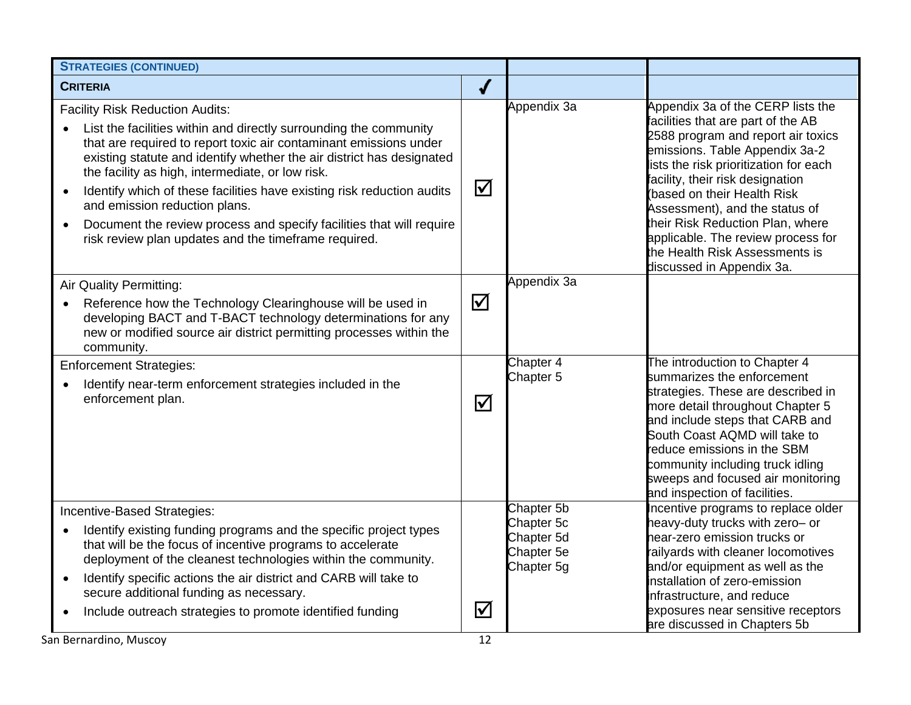| STRATEGIES (CONTINUED) | | | |
|---|---|---|---|
| **CRITERIA** | ✓ | | |
| Facility Risk Reduction Audits:<br>• List the facilities within and directly surrounding the community that are required to report toxic air contaminant emissions under existing statute and identify whether the air district has designated the facility as high, intermediate, or low risk.<br>• Identify which of these facilities have existing risk reduction audits and emission reduction plans.<br>• Document the review process and specify facilities that will require risk review plan updates and the timeframe required. | ☑ | Appendix 3a | Appendix 3a of the CERP lists the facilities that are part of the AB 2588 program and report air toxics emissions. Table Appendix 3a-2 lists the risk prioritization for each facility, their risk designation (based on their Health Risk Assessment), and the status of their Risk Reduction Plan, where applicable. The review process for the Health Risk Assessments is discussed in Appendix 3a. |
| Air Quality Permitting:<br>• Reference how the Technology Clearinghouse will be used in developing BACT and T-BACT technology determinations for any new or modified source air district permitting processes within the community. | ☑ | Appendix 3a | |
| Enforcement Strategies:<br>• Identify near-term enforcement strategies included in the enforcement plan. | ☑ | Chapter 4<br>Chapter 5 | The introduction to Chapter 4 summarizes the enforcement strategies. These are described in more detail throughout Chapter 5 and include steps that CARB and South Coast AQMD will take to reduce emissions in the SBM community including truck idling sweeps and focused air monitoring and inspection of facilities. |
| Incentive-Based Strategies:<br>• Identify existing funding programs and the specific project types that will be the focus of incentive programs to accelerate deployment of the cleanest technologies within the community.<br>• Identify specific actions the air district and CARB will take to secure additional funding as necessary.<br>• Include outreach strategies to promote identified funding | ☑ | Chapter 5b<br>Chapter 5c<br>Chapter 5d<br>Chapter 5e<br>Chapter 5g | Incentive programs to replace older heavy-duty trucks with zero– or near-zero emission trucks or railyards with cleaner locomotives and/or equipment as well as the installation of zero-emission infrastructure, and reduce exposures near sensitive receptors are discussed in Chapters 5b |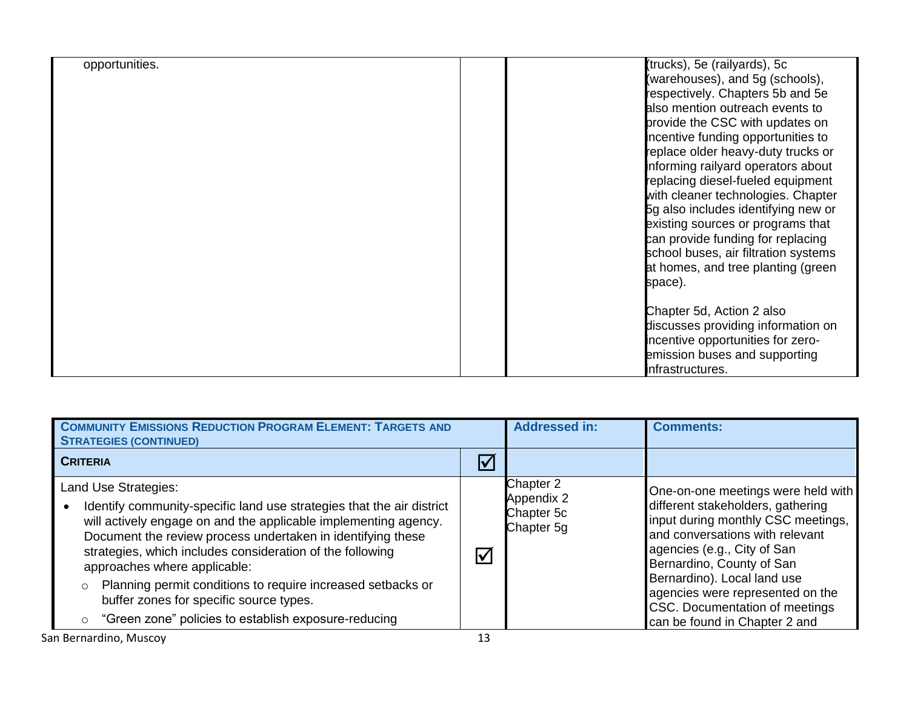| | | | |
|---|---|---|---|
| opportunities. | | | (trucks), 5e (railyards), 5c (warehouses), and 5g (schools), respectively. Chapters 5b and 5e also mention outreach events to provide the CSC with updates on incentive funding opportunities to replace older heavy-duty trucks or informing railyard operators about replacing diesel-fueled equipment with cleaner technologies. Chapter 5g also includes identifying new or existing sources or programs that can provide funding for replacing school buses, air filtration systems at homes, and tree planting (green space).<br><br>Chapter 5d, Action 2 also discusses providing information on incentive opportunities for zero-emission buses and supporting infrastructures. |

| **COMMUNITY EMISSIONS REDUCTION PROGRAM ELEMENT: TARGETS AND STRATEGIES (CONTINUED)** | | **Addressed in:** | **Comments:** |
|---|---|---|---|
| **CRITERIA** | ☑ | | |
| Land Use Strategies:<br>• Identify community-specific land use strategies that the air district will actively engage on and the applicable implementing agency. Document the review process undertaken in identifying these strategies, which includes consideration of the following approaches where applicable:<br>  ○ Planning permit conditions to require increased setbacks or buffer zones for specific source types.<br>  ○ "Green zone" policies to establish exposure-reducing | ☑ | Chapter 2<br>Appendix 2<br>Chapter 5c<br>Chapter 5g | One-on-one meetings were held with different stakeholders, gathering input during monthly CSC meetings, and conversations with relevant agencies (e.g., City of San Bernardino, County of San Bernardino). Local land use agencies were represented on the CSC. Documentation of meetings can be found in Chapter 2 and |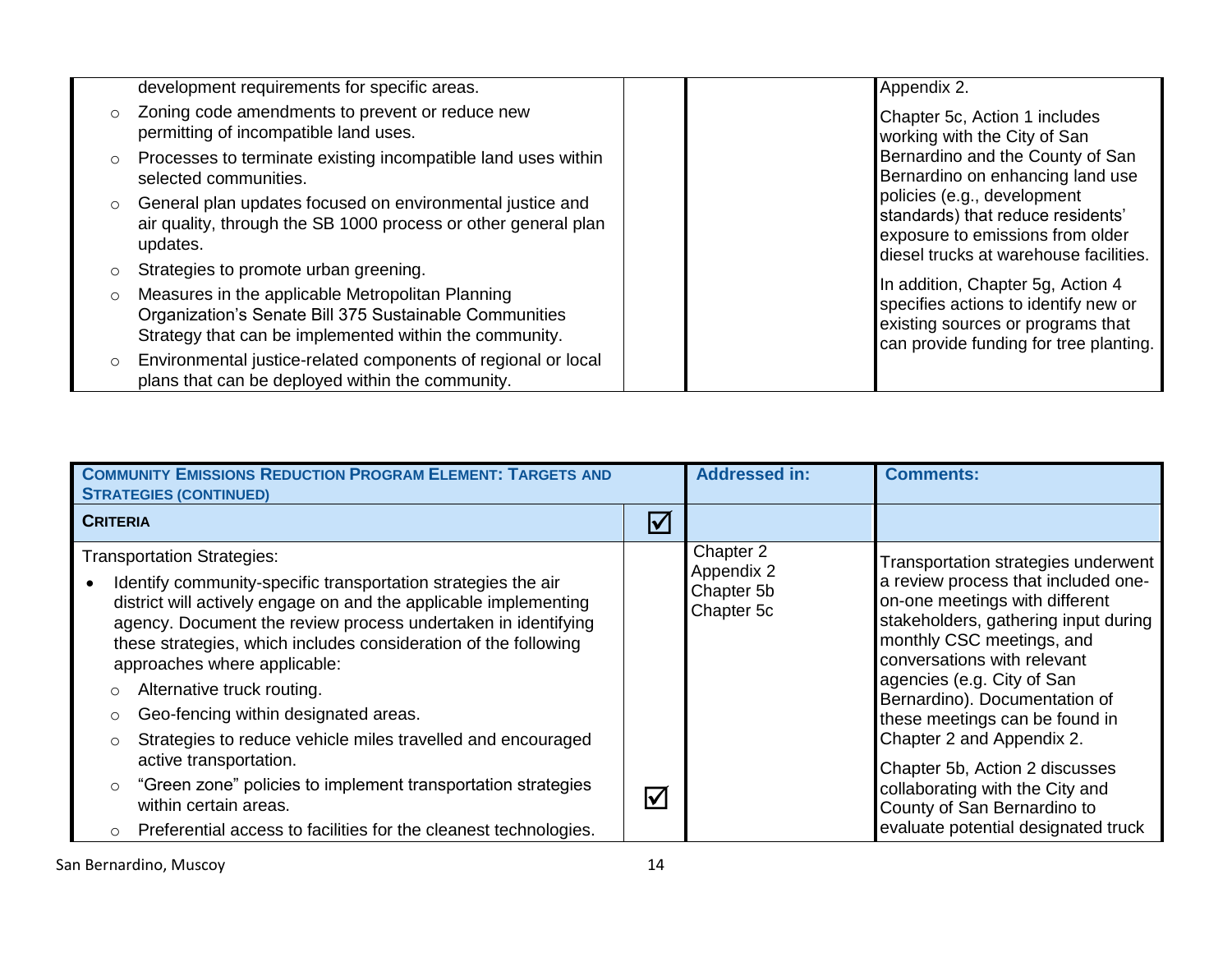| | | | |
|---|---|---|---|
| development requirements for specific areas.<br>◦ Zoning code amendments to prevent or reduce new permitting of incompatible land uses.<br>◦ Processes to terminate existing incompatible land uses within selected communities.<br>◦ General plan updates focused on environmental justice and air quality, through the SB 1000 process or other general plan updates.<br>◦ Strategies to promote urban greening.<br>◦ Measures in the applicable Metropolitan Planning Organization's Senate Bill 375 Sustainable Communities Strategy that can be implemented within the community.<br>◦ Environmental justice-related components of regional or local plans that can be deployed within the community. | | | Appendix 2.<br><br>Chapter 5c, Action 1 includes working with the City of San Bernardino and the County of San Bernardino on enhancing land use policies (e.g., development standards) that reduce residents' exposure to emissions from older diesel trucks at warehouse facilities.<br><br>In addition, Chapter 5g, Action 4 specifies actions to identify new or existing sources or programs that can provide funding for tree planting. |

| **Community Emissions Reduction Program Element: Targets and Strategies (continued)** | | **Addressed in:** | **Comments:** |
|---|---|---|---|
| **Criteria** | ☑ | | |
| Transportation Strategies:<br>• Identify community-specific transportation strategies the air district will actively engage on and the applicable implementing agency. Document the review process undertaken in identifying these strategies, which includes consideration of the following approaches where applicable:<br>◦ Alternative truck routing.<br>◦ Geo-fencing within designated areas.<br>◦ Strategies to reduce vehicle miles travelled and encouraged active transportation.<br>◦ "Green zone" policies to implement transportation strategies within certain areas.<br>◦ Preferential access to facilities for the cleanest technologies. | ☑ | Chapter 2<br>Appendix 2<br>Chapter 5b<br>Chapter 5c | Transportation strategies underwent a review process that included one-on-one meetings with different stakeholders, gathering input during monthly CSC meetings, and conversations with relevant agencies (e.g. City of San Bernardino). Documentation of these meetings can be found in Chapter 2 and Appendix 2.<br><br>Chapter 5b, Action 2 discusses collaborating with the City and County of San Bernardino to evaluate potential designated truck |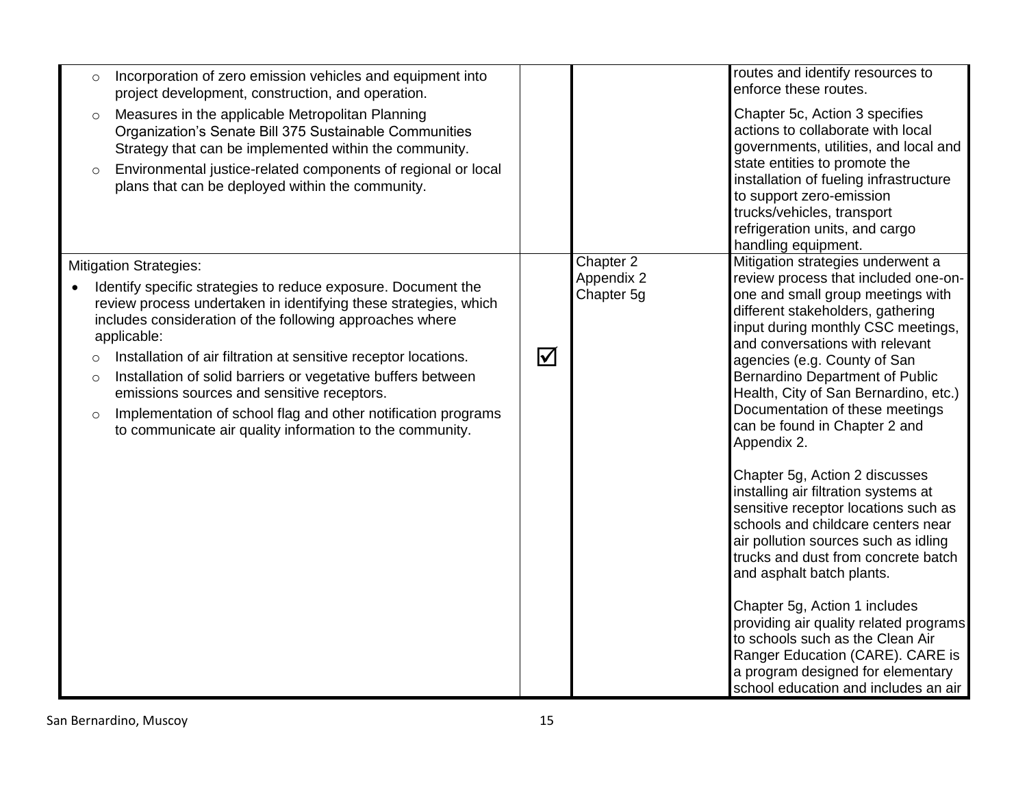| | | | |
|---|---|---|---|
| ◦ Incorporation of zero emission vehicles and equipment into project development, construction, and operation.<br>◦ Measures in the applicable Metropolitan Planning Organization's Senate Bill 375 Sustainable Communities Strategy that can be implemented within the community.<br>◦ Environmental justice-related components of regional or local plans that can be deployed within the community. | | | routes and identify resources to enforce these routes.<br><br>Chapter 5c, Action 3 specifies actions to collaborate with local governments, utilities, and local and state entities to promote the installation of fueling infrastructure to support zero-emission trucks/vehicles, transport refrigeration units, and cargo handling equipment. |
| Mitigation Strategies:<br>• Identify specific strategies to reduce exposure. Document the review process undertaken in identifying these strategies, which includes consideration of the following approaches where applicable:<br>◦ Installation of air filtration at sensitive receptor locations.<br>◦ Installation of solid barriers or vegetative buffers between emissions sources and sensitive receptors.<br>◦ Implementation of school flag and other notification programs to communicate air quality information to the community. | ☑ | Chapter 2<br>Appendix 2<br>Chapter 5g | Mitigation strategies underwent a review process that included one-on-one and small group meetings with different stakeholders, gathering input during monthly CSC meetings, and conversations with relevant agencies (e.g. County of San Bernardino Department of Public Health, City of San Bernardino, etc.) Documentation of these meetings can be found in Chapter 2 and Appendix 2.<br><br>Chapter 5g, Action 2 discusses installing air filtration systems at sensitive receptor locations such as schools and childcare centers near air pollution sources such as idling trucks and dust from concrete batch and asphalt batch plants.<br><br>Chapter 5g, Action 1 includes providing air quality related programs to schools such as the Clean Air Ranger Education (CARE). CARE is a program designed for elementary school education and includes an air |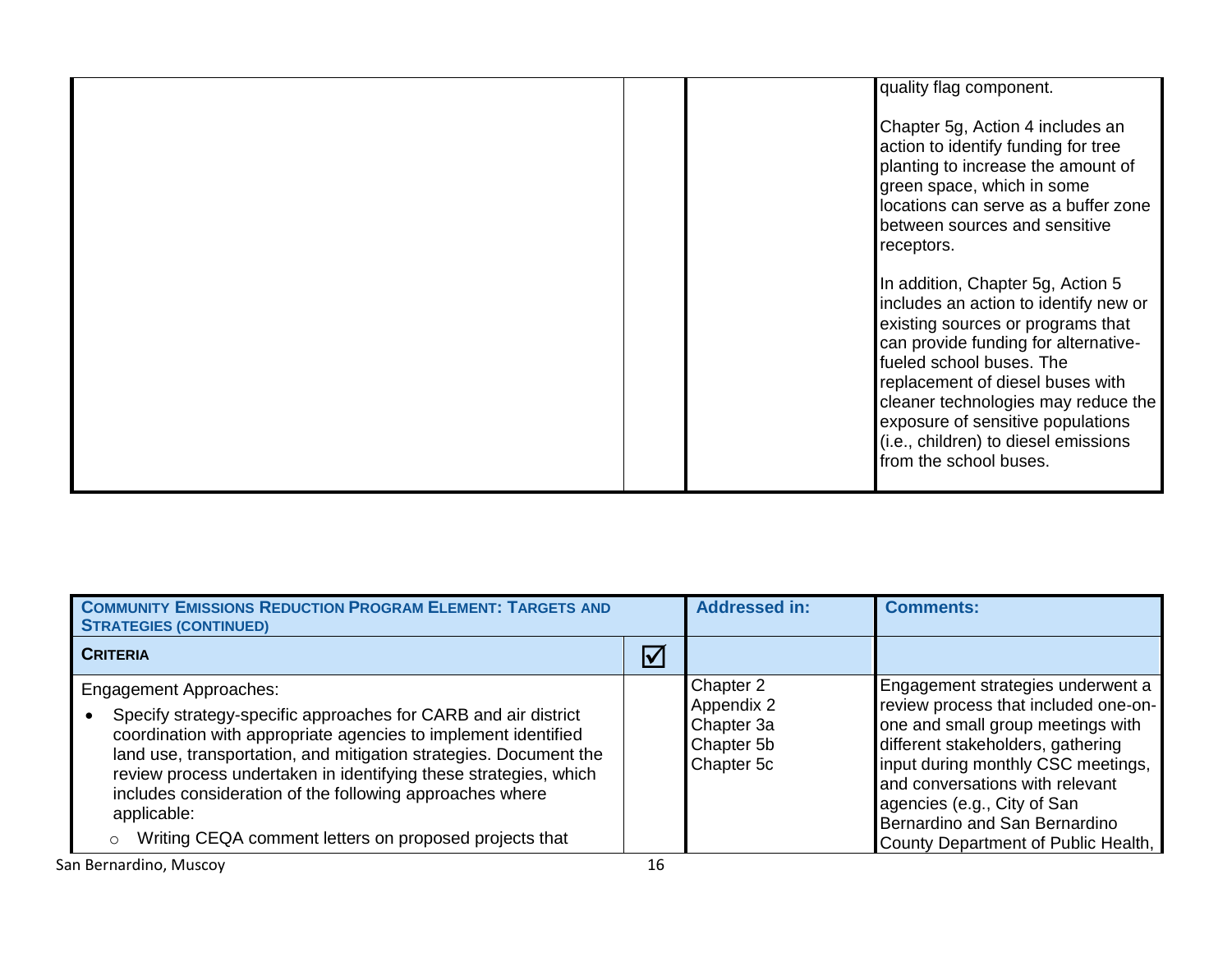| | | | |
|---|---|---|---|
| | | | quality flag component.<br><br>Chapter 5g, Action 4 includes an action to identify funding for tree planting to increase the amount of green space, which in some locations can serve as a buffer zone between sources and sensitive receptors.<br><br>In addition, Chapter 5g, Action 5 includes an action to identify new or existing sources or programs that can provide funding for alternative-fueled school buses. The replacement of diesel buses with cleaner technologies may reduce the exposure of sensitive populations (i.e., children) to diesel emissions from the school buses. |

| **COMMUNITY EMISSIONS REDUCTION PROGRAM ELEMENT: TARGETS AND STRATEGIES (CONTINUED)** | | **Addressed in:** | **Comments:** |
|---|---|---|---|
| **CRITERIA** | ☑ | | |
| Engagement Approaches:<br>• Specify strategy-specific approaches for CARB and air district coordination with appropriate agencies to implement identified land use, transportation, and mitigation strategies. Document the review process undertaken in identifying these strategies, which includes consideration of the following approaches where applicable:<br>  ○ Writing CEQA comment letters on proposed projects that | | Chapter 2<br>Appendix 2<br>Chapter 3a<br>Chapter 5b<br>Chapter 5c | Engagement strategies underwent a review process that included one-on-one and small group meetings with different stakeholders, gathering input during monthly CSC meetings, and conversations with relevant agencies (e.g., City of San Bernardino and San Bernardino County Department of Public Health, |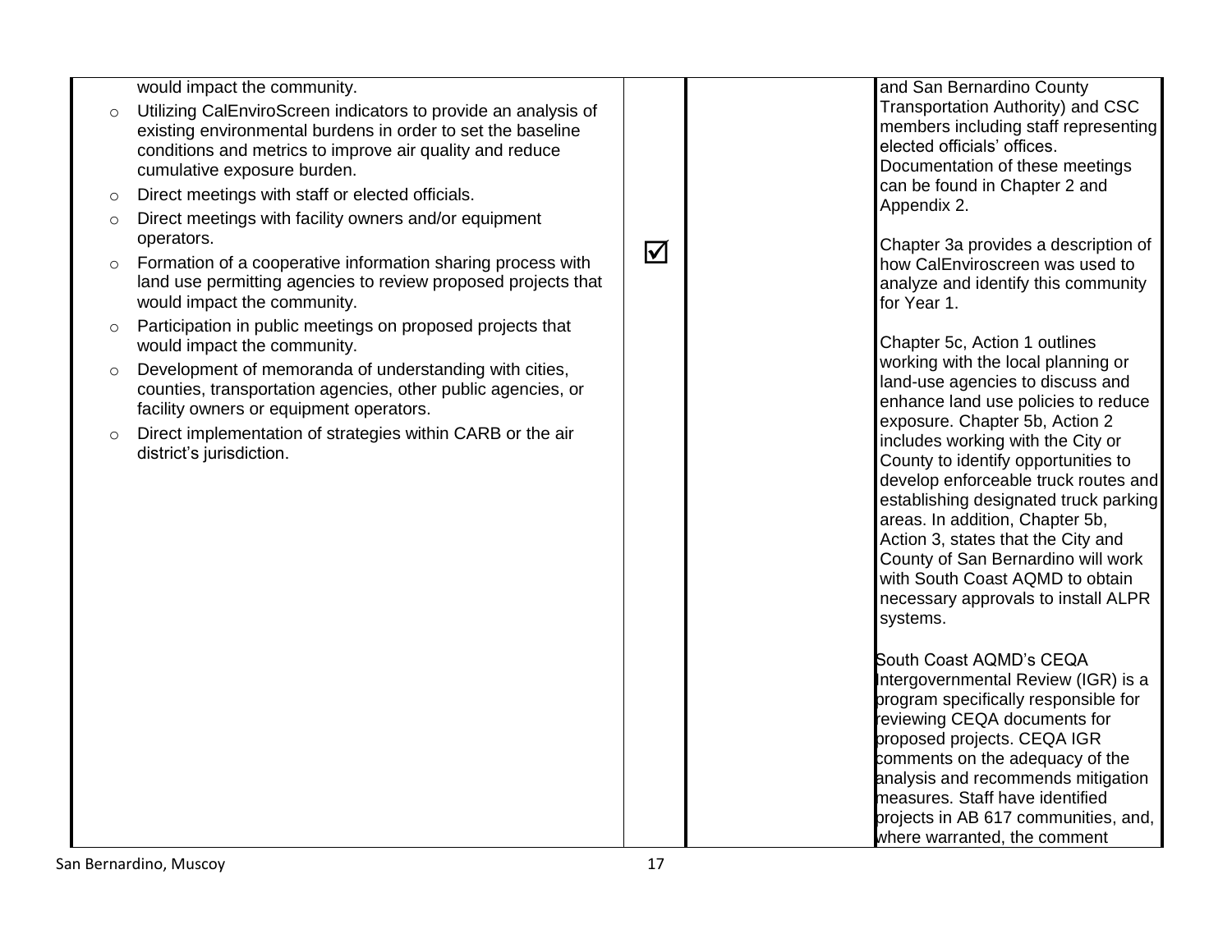| | | | |
|---|---|---|---|
| would impact the community.<br>○ Utilizing CalEnviroScreen indicators to provide an analysis of existing environmental burdens in order to set the baseline conditions and metrics to improve air quality and reduce cumulative exposure burden.<br>○ Direct meetings with staff or elected officials.<br>○ Direct meetings with facility owners and/or equipment operators.<br>○ Formation of a cooperative information sharing process with land use permitting agencies to review proposed projects that would impact the community.<br>○ Participation in public meetings on proposed projects that would impact the community.<br>○ Development of memoranda of understanding with cities, counties, transportation agencies, other public agencies, or facility owners or equipment operators.<br>○ Direct implementation of strategies within CARB or the air district's jurisdiction. | ☑ | | and San Bernardino County Transportation Authority) and CSC members including staff representing elected officials' offices. Documentation of these meetings can be found in Chapter 2 and Appendix 2.<br><br>Chapter 3a provides a description of how CalEnviroscreen was used to analyze and identify this community for Year 1.<br><br>Chapter 5c, Action 1 outlines working with the local planning or land-use agencies to discuss and enhance land use policies to reduce exposure. Chapter 5b, Action 2 includes working with the City or County to identify opportunities to develop enforceable truck routes and establishing designated truck parking areas. In addition, Chapter 5b, Action 3, states that the City and County of San Bernardino will work with South Coast AQMD to obtain necessary approvals to install ALPR systems.<br><br>South Coast AQMD's CEQA Intergovernmental Review (IGR) is a program specifically responsible for reviewing CEQA documents for proposed projects. CEQA IGR comments on the adequacy of the analysis and recommends mitigation measures. Staff have identified projects in AB 617 communities, and, where warranted, the comment |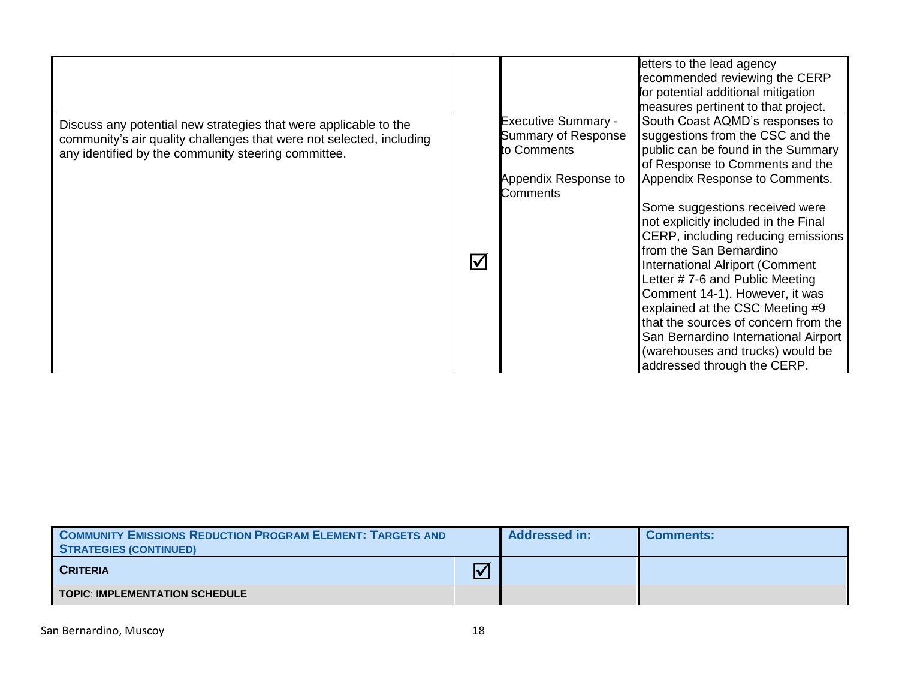| | | | |
|---|---|---|---|
| | | | letters to the lead agency recommended reviewing the CERP for potential additional mitigation measures pertinent to that project. |
| Discuss any potential new strategies that were applicable to the community's air quality challenges that were not selected, including any identified by the community steering committee. | ☑ | Executive Summary - Summary of Response to Comments<br><br>Appendix Response to Comments | South Coast AQMD's responses to suggestions from the CSC and the public can be found in the Summary of Response to Comments and the Appendix Response to Comments.<br><br>Some suggestions received were not explicitly included in the Final CERP, including reducing emissions from the San Bernardino International Alriport (Comment Letter # 7-6 and Public Meeting Comment 14-1). However, it was explained at the CSC Meeting #9 that the sources of concern from the San Bernardino International Airport (warehouses and trucks) would be addressed through the CERP. |

| **COMMUNITY EMISSIONS REDUCTION PROGRAM ELEMENT: TARGETS AND STRATEGIES (CONTINUED)** | | **Addressed in:** | **Comments:** |
|---|---|---|---|
| **CRITERIA** | ☑ | | |
| **TOPIC: IMPLEMENTATION SCHEDULE** | | | |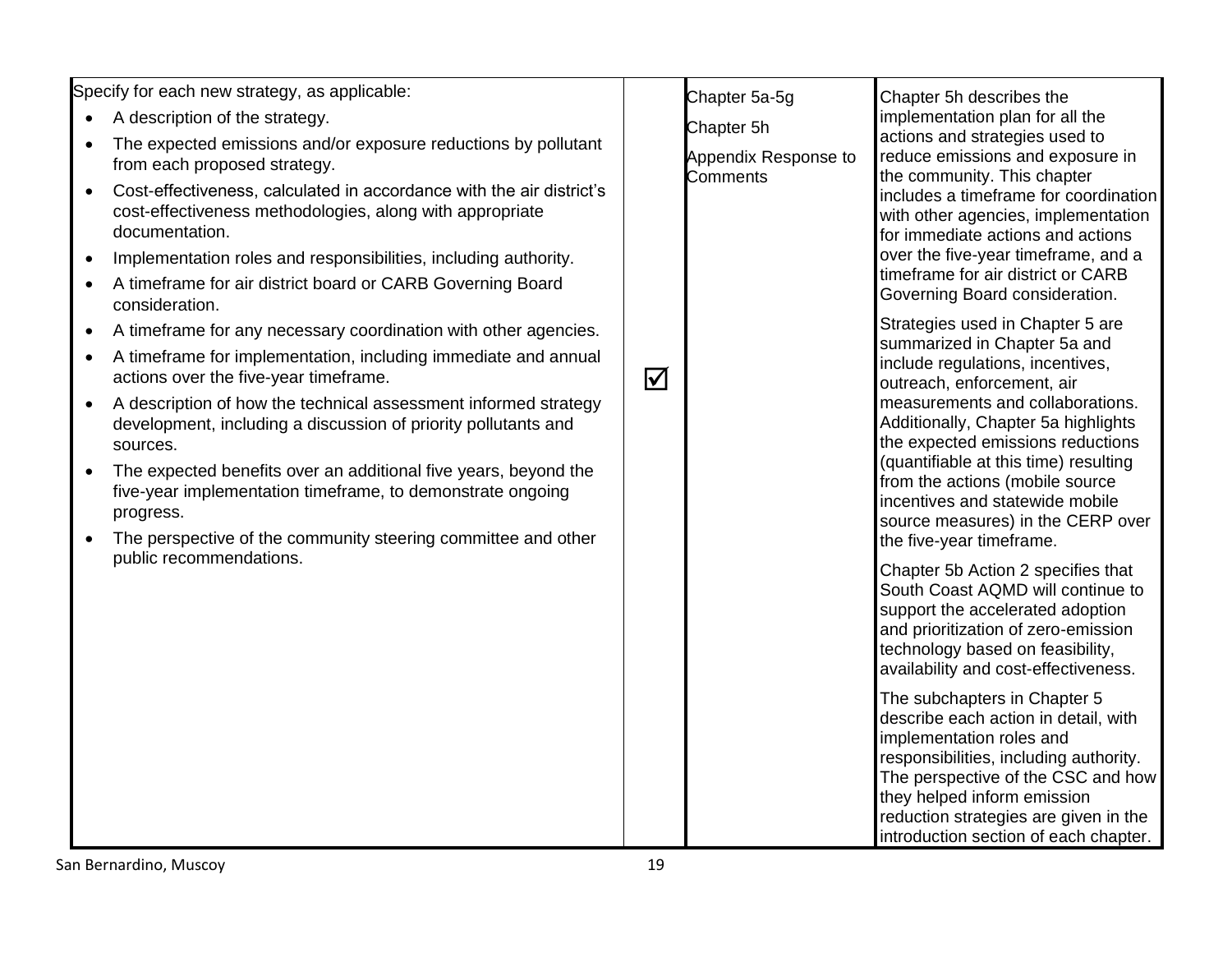| | | | |
|---|---|---|---|
| Specify for each new strategy, as applicable:<br>• A description of the strategy.<br>• The expected emissions and/or exposure reductions by pollutant from each proposed strategy.<br>• Cost-effectiveness, calculated in accordance with the air district's cost-effectiveness methodologies, along with appropriate documentation.<br>• Implementation roles and responsibilities, including authority.<br>• A timeframe for air district board or CARB Governing Board consideration.<br>• A timeframe for any necessary coordination with other agencies.<br>• A timeframe for implementation, including immediate and annual actions over the five-year timeframe.<br>• A description of how the technical assessment informed strategy development, including a discussion of priority pollutants and sources.<br>• The expected benefits over an additional five years, beyond the five-year implementation timeframe, to demonstrate ongoing progress.<br>• The perspective of the community steering committee and other public recommendations. | ☑ | Chapter 5a-5g<br>Chapter 5h<br>Appendix Response to Comments | Chapter 5h describes the implementation plan for all the actions and strategies used to reduce emissions and exposure in the community. This chapter includes a timeframe for coordination with other agencies, implementation for immediate actions and actions over the five-year timeframe, and a timeframe for air district or CARB Governing Board consideration.<br><br>Strategies used in Chapter 5 are summarized in Chapter 5a and include regulations, incentives, outreach, enforcement, air measurements and collaborations. Additionally, Chapter 5a highlights the expected emissions reductions (quantifiable at this time) resulting from the actions (mobile source incentives and statewide mobile source measures) in the CERP over the five-year timeframe.<br><br>Chapter 5b Action 2 specifies that South Coast AQMD will continue to support the accelerated adoption and prioritization of zero-emission technology based on feasibility, availability and cost-effectiveness.<br><br>The subchapters in Chapter 5 describe each action in detail, with implementation roles and responsibilities, including authority. The perspective of the CSC and how they helped inform emission reduction strategies are given in the introduction section of each chapter. |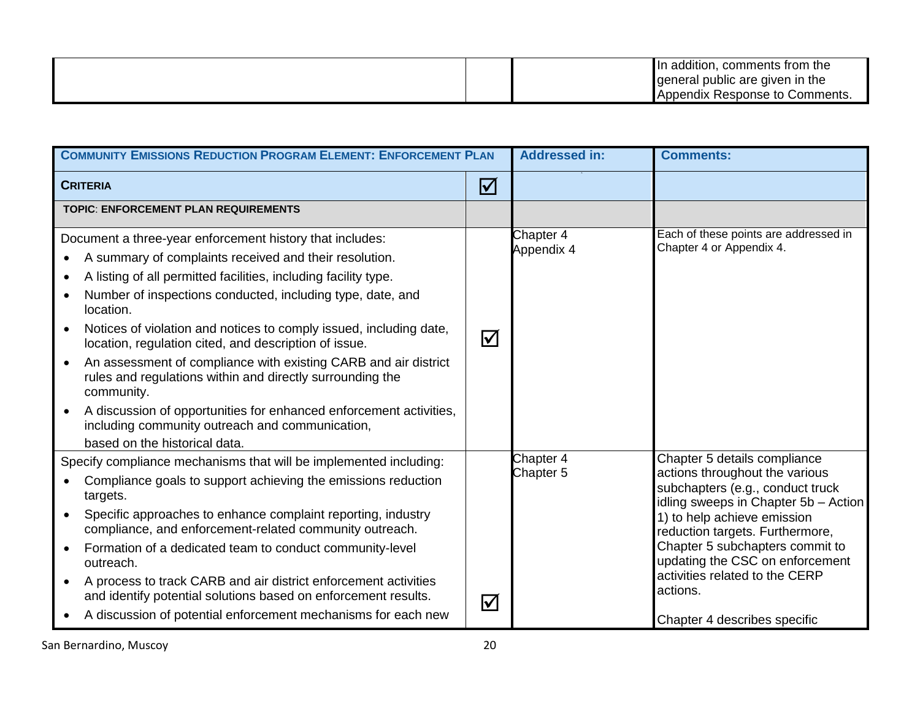| | | | |
|---|---|---|---|
| | | | In addition, comments from the general public are given in the Appendix Response to Comments. |

| **COMMUNITY EMISSIONS REDUCTION PROGRAM ELEMENT: ENFORCEMENT PLAN** | | **Addressed in:** | **Comments:** |
|---|---|---|---|
| **CRITERIA** | ☑ | | |
| **TOPIC: ENFORCEMENT PLAN REQUIREMENTS** | | | |
| Document a three-year enforcement history that includes:<br>• A summary of complaints received and their resolution.<br>• A listing of all permitted facilities, including facility type.<br>• Number of inspections conducted, including type, date, and location.<br>• Notices of violation and notices to comply issued, including date, location, regulation cited, and description of issue.<br>• An assessment of compliance with existing CARB and air district rules and regulations within and directly surrounding the community.<br>• A discussion of opportunities for enhanced enforcement activities, including community outreach and communication, based on the historical data. | ☑ | Chapter 4<br>Appendix 4 | Each of these points are addressed in Chapter 4 or Appendix 4. |
| Specify compliance mechanisms that will be implemented including:<br>• Compliance goals to support achieving the emissions reduction targets.<br>• Specific approaches to enhance complaint reporting, industry compliance, and enforcement-related community outreach.<br>• Formation of a dedicated team to conduct community-level outreach.<br>• A process to track CARB and air district enforcement activities and identify potential solutions based on enforcement results.<br>• A discussion of potential enforcement mechanisms for each new | ☑ | Chapter 4<br>Chapter 5 | Chapter 5 details compliance actions throughout the various subchapters (e.g., conduct truck idling sweeps in Chapter 5b – Action 1) to help achieve emission reduction targets. Furthermore, Chapter 5 subchapters commit to updating the CSC on enforcement activities related to the CERP actions.<br><br>Chapter 4 describes specific |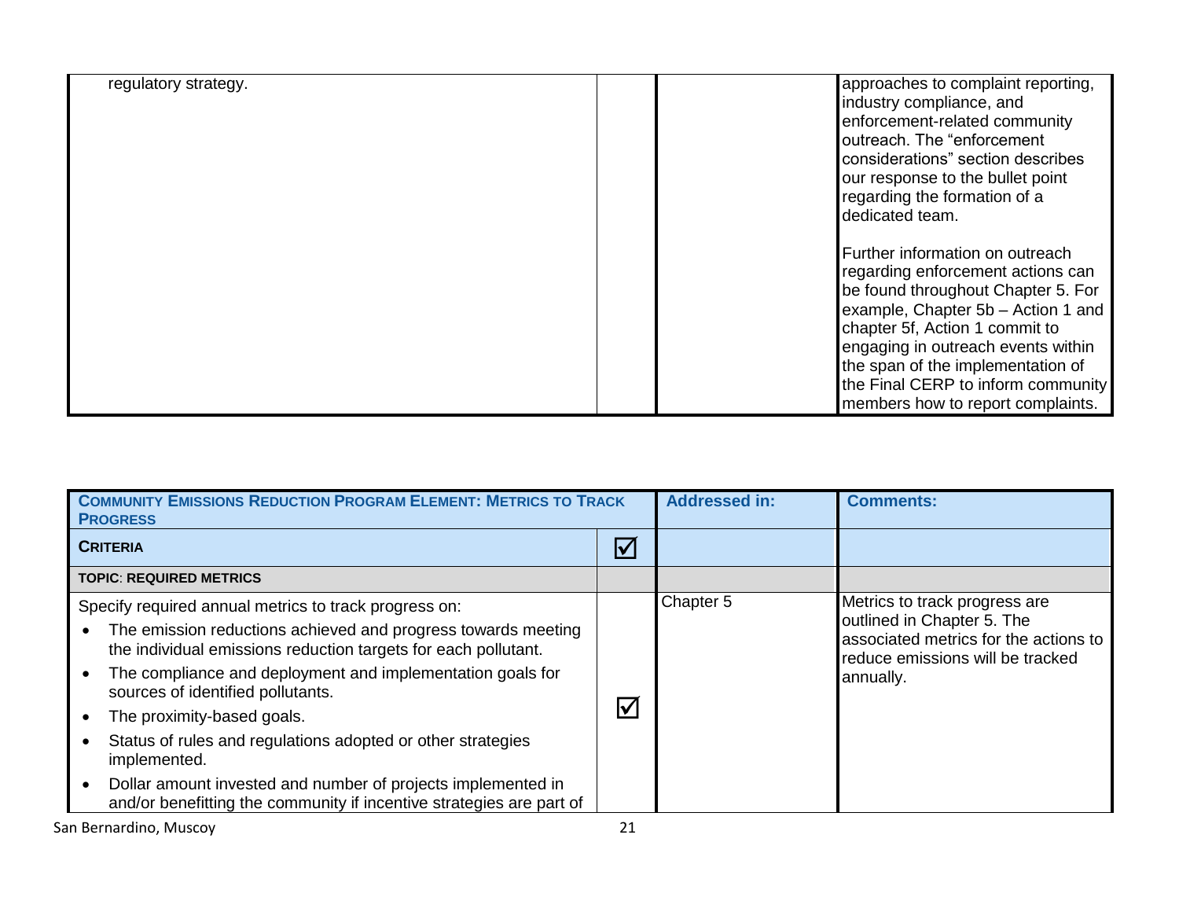| | | | |
|---|---|---|---|
| regulatory strategy. | | | approaches to complaint reporting, industry compliance, and enforcement-related community outreach. The "enforcement considerations" section describes our response to the bullet point regarding the formation of a dedicated team.<br><br>Further information on outreach regarding enforcement actions can be found throughout Chapter 5. For example, Chapter 5b – Action 1 and chapter 5f, Action 1 commit to engaging in outreach events within the span of the implementation of the Final CERP to inform community members how to report complaints. |

| **COMMUNITY EMISSIONS REDUCTION PROGRAM ELEMENT: METRICS TO TRACK PROGRESS** | | **Addressed in:** | **Comments:** |
|---|---|---|---|
| **CRITERIA** | ☑ | | |
| **TOPIC: REQUIRED METRICS** | | | |
| Specify required annual metrics to track progress on:<br>• The emission reductions achieved and progress towards meeting the individual emissions reduction targets for each pollutant.<br>• The compliance and deployment and implementation goals for sources of identified pollutants.<br>• The proximity-based goals.<br>• Status of rules and regulations adopted or other strategies implemented.<br>• Dollar amount invested and number of projects implemented in and/or benefitting the community if incentive strategies are part of | ☑ | Chapter 5 | Metrics to track progress are outlined in Chapter 5. The associated metrics for the actions to reduce emissions will be tracked annually. |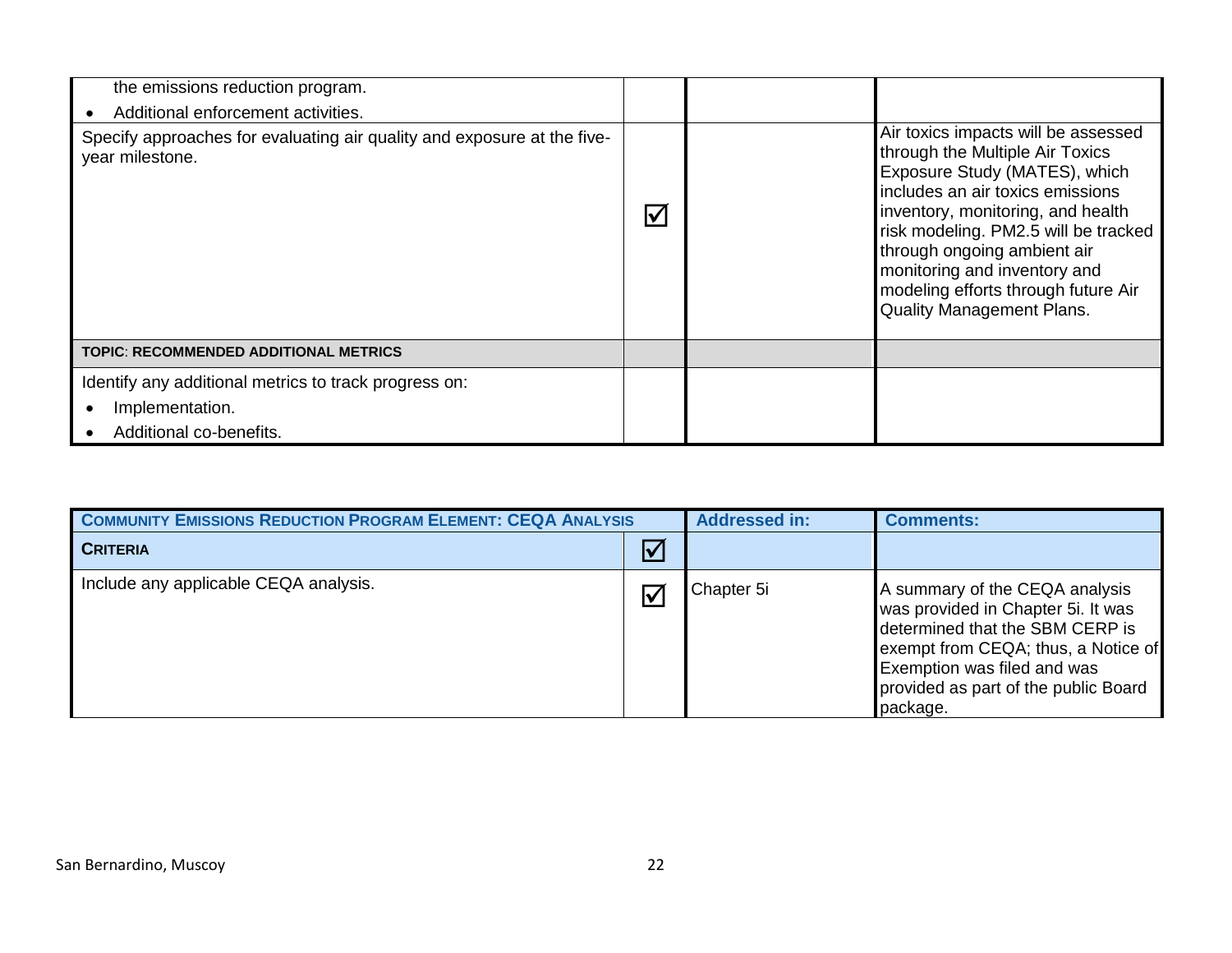| | | | |
|---|---|---|---|
| the emissions reduction program.<br>• Additional enforcement activities. | | | |
| Specify approaches for evaluating air quality and exposure at the five-year milestone. | ☑ | | Air toxics impacts will be assessed through the Multiple Air Toxics Exposure Study (MATES), which includes an air toxics emissions inventory, monitoring, and health risk modeling. PM2.5 will be tracked through ongoing ambient air monitoring and inventory and modeling efforts through future Air Quality Management Plans. |
| **TOPIC: RECOMMENDED ADDITIONAL METRICS** | | | |
| Identify any additional metrics to track progress on:<br>• Implementation.<br>• Additional co-benefits. | | | |

| **COMMUNITY EMISSIONS REDUCTION PROGRAM ELEMENT: CEQA ANALYSIS** | | **Addressed in:** | **Comments:** |
|---|---|---|---|
| **CRITERIA** | ☑ | | |
| Include any applicable CEQA analysis. | ☑ | Chapter 5i | A summary of the CEQA analysis was provided in Chapter 5i. It was determined that the SBM CERP is exempt from CEQA; thus, a Notice of Exemption was filed and was provided as part of the public Board package. |